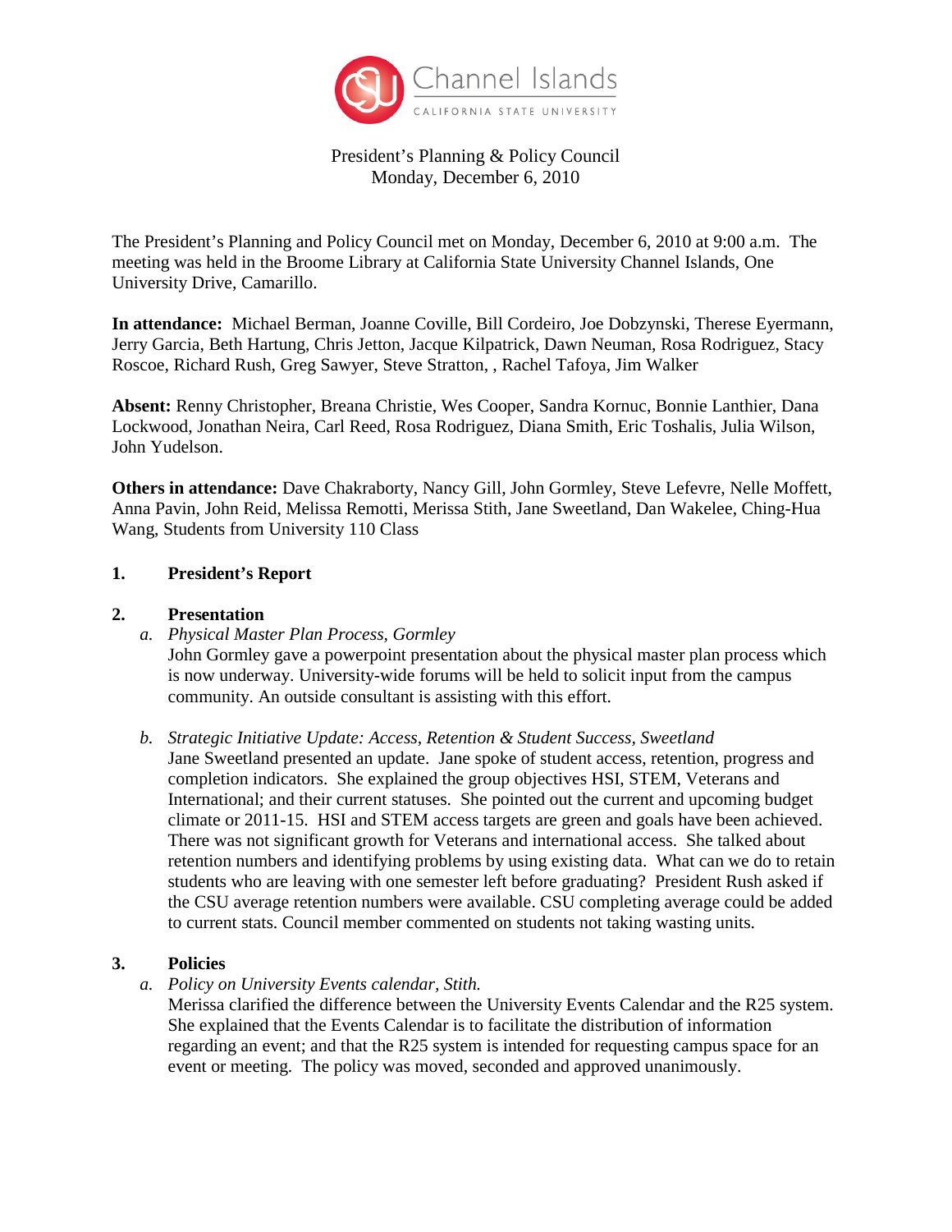Channel Islands
CALIFORNIA STATE UNIVERSITY

President's Planning & Policy Council
Monday, December 6, 2010

The President's Planning and Policy Council met on Monday, December 6, 2010 at 9:00 a.m. The meeting was held in the Broome Library at California State University Channel Islands, One University Drive, Camarillo.

**In attendance:** Michael Berman, Joanne Coville, Bill Cordeiro, Joe Dobzynski, Therese Eyermann, Jerry Garcia, Beth Hartung, Chris Jetton, Jacque Kilpatrick, Dawn Neuman, Rosa Rodriguez, Stacy Roscoe, Richard Rush, Greg Sawyer, Steve Stratton, , Rachel Tafoya, Jim Walker

**Absent:** Renny Christopher, Breana Christie, Wes Cooper, Sandra Kornuc, Bonnie Lanthier, Dana Lockwood, Jonathan Neira, Carl Reed, Rosa Rodriguez, Diana Smith, Eric Toshalis, Julia Wilson, John Yudelson.

**Others in attendance:** Dave Chakraborty, Nancy Gill, John Gormley, Steve Lefevre, Nelle Moffett, Anna Pavin, John Reid, Melissa Remotti, Merissa Stith, Jane Sweetland, Dan Wakelee, Ching-Hua Wang, Students from University 110 Class

## 1. President's Report

## 2. Presentation

a. *Physical Master Plan Process, Gormley*
   John Gormley gave a powerpoint presentation about the physical master plan process which is now underway. University-wide forums will be held to solicit input from the campus community. An outside consultant is assisting with this effort.

b. *Strategic Initiative Update: Access, Retention & Student Success, Sweetland*
   Jane Sweetland presented an update. Jane spoke of student access, retention, progress and completion indicators. She explained the group objectives HSI, STEM, Veterans and International; and their current statuses. She pointed out the current and upcoming budget climate or 2011-15. HSI and STEM access targets are green and goals have been achieved. There was not significant growth for Veterans and international access. She talked about retention numbers and identifying problems by using existing data. What can we do to retain students who are leaving with one semester left before graduating? President Rush asked if the CSU average retention numbers were available. CSU completing average could be added to current stats. Council member commented on students not taking wasting units.

## 3. Policies

a. *Policy on University Events calendar, Stith.*
   Merissa clarified the difference between the University Events Calendar and the R25 system. She explained that the Events Calendar is to facilitate the distribution of information regarding an event; and that the R25 system is intended for requesting campus space for an event or meeting. The policy was moved, seconded and approved unanimously.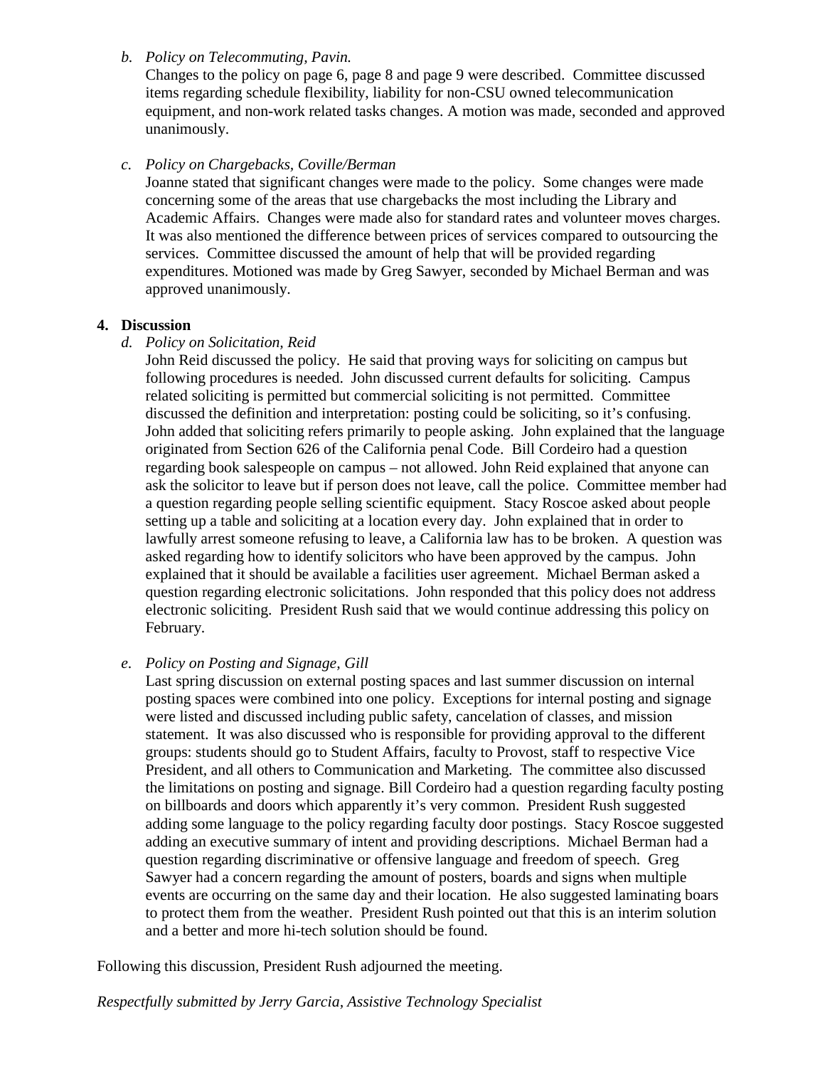b. *Policy on Telecommuting, Pavin.*

   Changes to the policy on page 6, page 8 and page 9 were described. Committee discussed items regarding schedule flexibility, liability for non-CSU owned telecommunication equipment, and non-work related tasks changes. A motion was made, seconded and approved unanimously.

c. *Policy on Chargebacks, Coville/Berman*

   Joanne stated that significant changes were made to the policy. Some changes were made concerning some of the areas that use chargebacks the most including the Library and Academic Affairs. Changes were made also for standard rates and volunteer moves charges. It was also mentioned the difference between prices of services compared to outsourcing the services. Committee discussed the amount of help that will be provided regarding expenditures. Motioned was made by Greg Sawyer, seconded by Michael Berman and was approved unanimously.

**4. Discussion**

d. *Policy on Solicitation, Reid*

   John Reid discussed the policy. He said that proving ways for soliciting on campus but following procedures is needed. John discussed current defaults for soliciting. Campus related soliciting is permitted but commercial soliciting is not permitted. Committee discussed the definition and interpretation: posting could be soliciting, so it's confusing. John added that soliciting refers primarily to people asking. John explained that the language originated from Section 626 of the California penal Code. Bill Cordeiro had a question regarding book salespeople on campus – not allowed. John Reid explained that anyone can ask the solicitor to leave but if person does not leave, call the police. Committee member had a question regarding people selling scientific equipment. Stacy Roscoe asked about people setting up a table and soliciting at a location every day. John explained that in order to lawfully arrest someone refusing to leave, a California law has to be broken. A question was asked regarding how to identify solicitors who have been approved by the campus. John explained that it should be available a facilities user agreement. Michael Berman asked a question regarding electronic solicitations. John responded that this policy does not address electronic soliciting. President Rush said that we would continue addressing this policy on February.

e. *Policy on Posting and Signage, Gill*

   Last spring discussion on external posting spaces and last summer discussion on internal posting spaces were combined into one policy. Exceptions for internal posting and signage were listed and discussed including public safety, cancelation of classes, and mission statement. It was also discussed who is responsible for providing approval to the different groups: students should go to Student Affairs, faculty to Provost, staff to respective Vice President, and all others to Communication and Marketing. The committee also discussed the limitations on posting and signage. Bill Cordeiro had a question regarding faculty posting on billboards and doors which apparently it's very common. President Rush suggested adding some language to the policy regarding faculty door postings. Stacy Roscoe suggested adding an executive summary of intent and providing descriptions. Michael Berman had a question regarding discriminative or offensive language and freedom of speech. Greg Sawyer had a concern regarding the amount of posters, boards and signs when multiple events are occurring on the same day and their location. He also suggested laminating boars to protect them from the weather. President Rush pointed out that this is an interim solution and a better and more hi-tech solution should be found.

Following this discussion, President Rush adjourned the meeting.

*Respectfully submitted by Jerry Garcia, Assistive Technology Specialist*